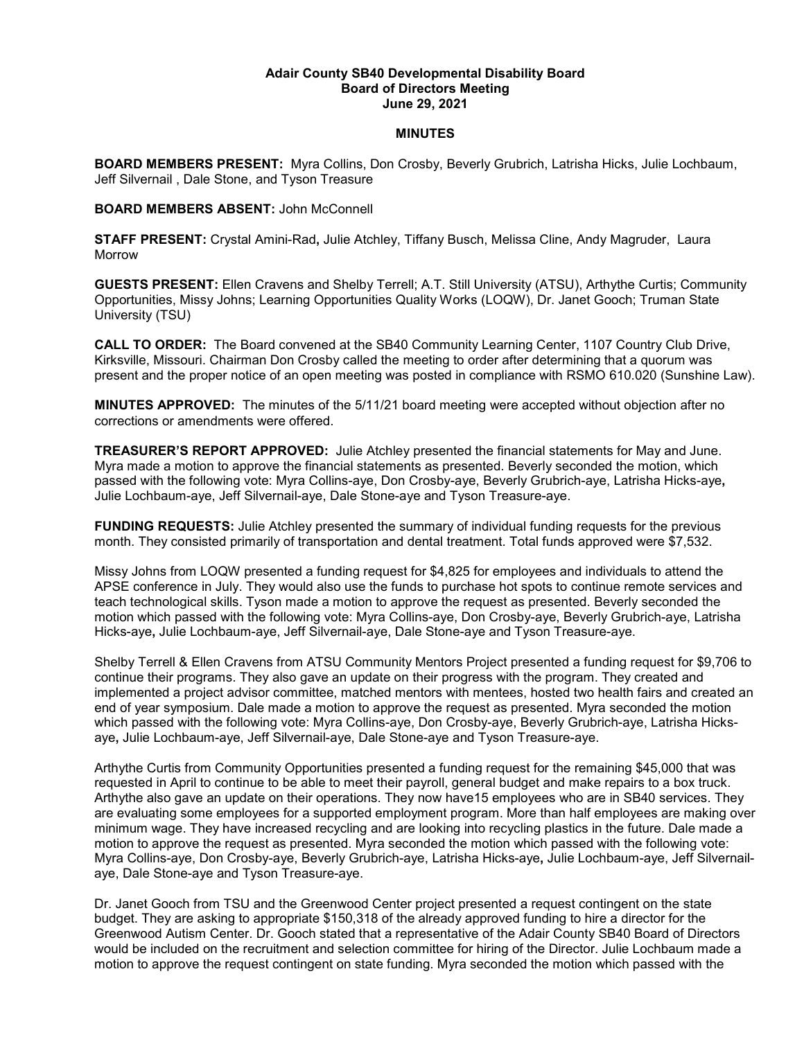**Adair County SB40 Developmental Disability Board**
**Board of Directors Meeting**
**June 29, 2021**

**MINUTES**

**BOARD MEMBERS PRESENT:** Myra Collins, Don Crosby, Beverly Grubrich, Latrisha Hicks, Julie Lochbaum, Jeff Silvernail , Dale Stone, and Tyson Treasure

**BOARD MEMBERS ABSENT:** John McConnell

**STAFF PRESENT:** Crystal Amini-Rad**,** Julie Atchley, Tiffany Busch, Melissa Cline, Andy Magruder, Laura Morrow

**GUESTS PRESENT:** Ellen Cravens and Shelby Terrell; A.T. Still University (ATSU), Arthythe Curtis; Community Opportunities, Missy Johns; Learning Opportunities Quality Works (LOQW), Dr. Janet Gooch; Truman State University (TSU)

**CALL TO ORDER:** The Board convened at the SB40 Community Learning Center, 1107 Country Club Drive, Kirksville, Missouri. Chairman Don Crosby called the meeting to order after determining that a quorum was present and the proper notice of an open meeting was posted in compliance with RSMO 610.020 (Sunshine Law).

**MINUTES APPROVED:** The minutes of the 5/11/21 board meeting were accepted without objection after no corrections or amendments were offered.

**TREASURER'S REPORT APPROVED:** Julie Atchley presented the financial statements for May and June. Myra made a motion to approve the financial statements as presented. Beverly seconded the motion, which passed with the following vote: Myra Collins-aye, Don Crosby-aye, Beverly Grubrich-aye, Latrisha Hicks-aye**,** Julie Lochbaum-aye, Jeff Silvernail-aye, Dale Stone-aye and Tyson Treasure-aye.

**FUNDING REQUESTS:** Julie Atchley presented the summary of individual funding requests for the previous month. They consisted primarily of transportation and dental treatment. Total funds approved were $7,532.

Missy Johns from LOQW presented a funding request for $4,825 for employees and individuals to attend the APSE conference in July. They would also use the funds to purchase hot spots to continue remote services and teach technological skills. Tyson made a motion to approve the request as presented. Beverly seconded the motion which passed with the following vote: Myra Collins-aye, Don Crosby-aye, Beverly Grubrich-aye, Latrisha Hicks-aye**,** Julie Lochbaum-aye, Jeff Silvernail-aye, Dale Stone-aye and Tyson Treasure-aye.

Shelby Terrell & Ellen Cravens from ATSU Community Mentors Project presented a funding request for $9,706 to continue their programs. They also gave an update on their progress with the program. They created and implemented a project advisor committee, matched mentors with mentees, hosted two health fairs and created an end of year symposium. Dale made a motion to approve the request as presented. Myra seconded the motion which passed with the following vote: Myra Collins-aye, Don Crosby-aye, Beverly Grubrich-aye, Latrisha Hicks-aye**,** Julie Lochbaum-aye, Jeff Silvernail-aye, Dale Stone-aye and Tyson Treasure-aye.

Arthythe Curtis from Community Opportunities presented a funding request for the remaining $45,000 that was requested in April to continue to be able to meet their payroll, general budget and make repairs to a box truck. Arthythe also gave an update on their operations. They now have15 employees who are in SB40 services. They are evaluating some employees for a supported employment program. More than half employees are making over minimum wage. They have increased recycling and are looking into recycling plastics in the future. Dale made a motion to approve the request as presented. Myra seconded the motion which passed with the following vote: Myra Collins-aye, Don Crosby-aye, Beverly Grubrich-aye, Latrisha Hicks-aye**,** Julie Lochbaum-aye, Jeff Silvernail-aye, Dale Stone-aye and Tyson Treasure-aye.

Dr. Janet Gooch from TSU and the Greenwood Center project presented a request contingent on the state budget. They are asking to appropriate $150,318 of the already approved funding to hire a director for the Greenwood Autism Center. Dr. Gooch stated that a representative of the Adair County SB40 Board of Directors would be included on the recruitment and selection committee for hiring of the Director. Julie Lochbaum made a motion to approve the request contingent on state funding. Myra seconded the motion which passed with the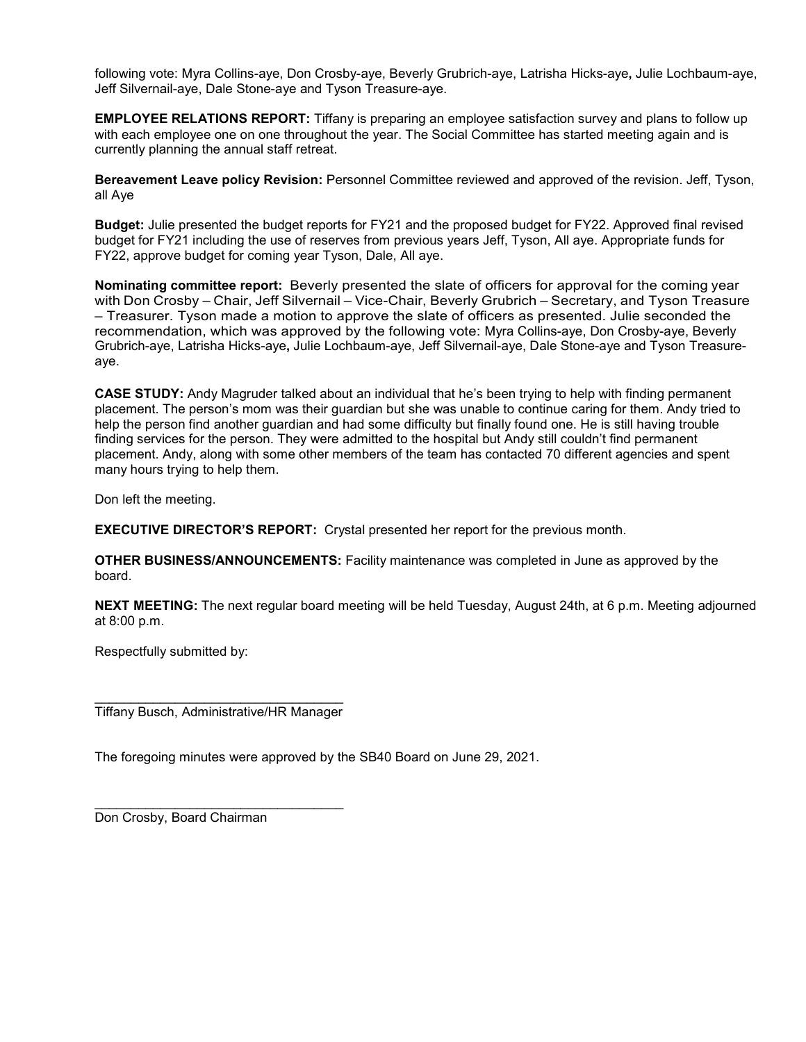following vote: Myra Collins-aye, Don Crosby-aye, Beverly Grubrich-aye, Latrisha Hicks-aye**,** Julie Lochbaum-aye, Jeff Silvernail-aye, Dale Stone-aye and Tyson Treasure-aye.

**EMPLOYEE RELATIONS REPORT:** Tiffany is preparing an employee satisfaction survey and plans to follow up with each employee one on one throughout the year. The Social Committee has started meeting again and is currently planning the annual staff retreat.

**Bereavement Leave policy Revision:** Personnel Committee reviewed and approved of the revision. Jeff, Tyson, all Aye

**Budget:** Julie presented the budget reports for FY21 and the proposed budget for FY22. Approved final revised budget for FY21 including the use of reserves from previous years Jeff, Tyson, All aye. Appropriate funds for FY22, approve budget for coming year Tyson, Dale, All aye.

**Nominating committee report:** Beverly presented the slate of officers for approval for the coming year with Don Crosby – Chair, Jeff Silvernail – Vice-Chair, Beverly Grubrich – Secretary, and Tyson Treasure – Treasurer. Tyson made a motion to approve the slate of officers as presented. Julie seconded the recommendation, which was approved by the following vote: Myra Collins-aye, Don Crosby-aye, Beverly Grubrich-aye, Latrisha Hicks-aye**,** Julie Lochbaum-aye, Jeff Silvernail-aye, Dale Stone-aye and Tyson Treasure-aye.

**CASE STUDY:** Andy Magruder talked about an individual that he's been trying to help with finding permanent placement. The person's mom was their guardian but she was unable to continue caring for them. Andy tried to help the person find another guardian and had some difficulty but finally found one. He is still having trouble finding services for the person. They were admitted to the hospital but Andy still couldn't find permanent placement. Andy, along with some other members of the team has contacted 70 different agencies and spent many hours trying to help them.

Don left the meeting.

**EXECUTIVE DIRECTOR'S REPORT:** Crystal presented her report for the previous month.

**OTHER BUSINESS/ANNOUNCEMENTS:** Facility maintenance was completed in June as approved by the board.

**NEXT MEETING:** The next regular board meeting will be held Tuesday, August 24th, at 6 p.m. Meeting adjourned at 8:00 p.m.

Respectfully submitted by:

\_\_\_\_\_\_\_\_\_\_\_\_\_\_\_\_\_\_\_\_\_\_\_\_\_\_\_\_\_\_\_\_\_\_\_
Tiffany Busch, Administrative/HR Manager

The foregoing minutes were approved by the SB40 Board on June 29, 2021.

\_\_\_\_\_\_\_\_\_\_\_\_\_\_\_\_\_\_\_\_\_\_\_\_\_\_\_\_\_\_\_\_\_\_\_
Don Crosby, Board Chairman